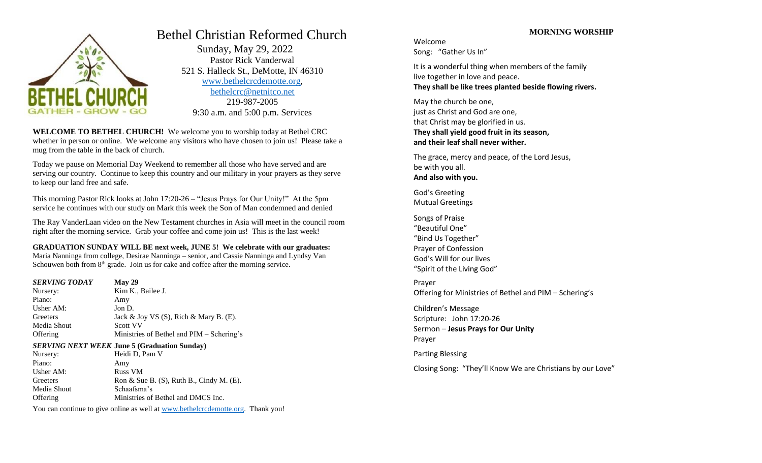# Bethel Christian Reformed Church

Sunday, May 29, 2022
Pastor Rick Vanderwal
521 S. Halleck St., DeMotte, IN 46310
www.bethelcrcdemotte.org,
bethelcrc@netnitco.net
219-987-2005
9:30 a.m. and 5:00 p.m. Services

**WELCOME TO BETHEL CHURCH!** We welcome you to worship today at Bethel CRC whether in person or online. We welcome any visitors who have chosen to join us! Please take a mug from the table in the back of church.

Today we pause on Memorial Day Weekend to remember all those who have served and are serving our country. Continue to keep this country and our military in your prayers as they serve to keep our land free and safe.

This morning Pastor Rick looks at John 17:20-26 – "Jesus Prays for Our Unity!" At the 5pm service he continues with our study on Mark this week the Son of Man condemned and denied

The Ray VanderLaan video on the New Testament churches in Asia will meet in the council room right after the morning service. Grab your coffee and come join us! This is the last week!

**GRADUATION SUNDAY WILL BE next week, JUNE 5! We celebrate with our graduates:** Maria Nanninga from college, Desirae Nanninga – senior, and Cassie Nanninga and Lyndsy Van Schouwen both from 8th grade. Join us for cake and coffee after the morning service.

| ***SERVING TODAY*** | **May 29** |
|---|---|
| Nursery: | Kim K., Bailee J. |
| Piano: | Amy |
| Usher AM: | Jon D. |
| Greeters | Jack & Joy VS (S), Rich & Mary B. (E). |
| Media Shout | Scott VV |
| Offering | Ministries of Bethel and PIM – Schering's |
| ***SERVING NEXT WEEK*** | **June 5 (Graduation Sunday)** |
| Nursery: | Heidi D, Pam V |
| Piano: | Amy |
| Usher AM: | Russ VM |
| Greeters | Ron & Sue B. (S), Ruth B., Cindy M. (E). |
| Media Shout | Schaafsma's |
| Offering | Ministries of Bethel and DMCS Inc. |

You can continue to give online as well at www.bethelcrcdemotte.org. Thank you!

## MORNING WORSHIP

Welcome
Song: "Gather Us In"

It is a wonderful thing when members of the family
live together in love and peace.
**They shall be like trees planted beside flowing rivers.**

May the church be one,
just as Christ and God are one,
that Christ may be glorified in us.
**They shall yield good fruit in its season,**
**and their leaf shall never wither.**

The grace, mercy and peace, of the Lord Jesus,
be with you all.
**And also with you.**

God's Greeting
Mutual Greetings

Songs of Praise
"Beautiful One"
"Bind Us Together"
Prayer of Confession
God's Will for our lives
"Spirit of the Living God"

Prayer
Offering for Ministries of Bethel and PIM – Schering's

Children's Message
Scripture: John 17:20-26
Sermon – **Jesus Prays for Our Unity**
Prayer

Parting Blessing

Closing Song: "They'll Know We are Christians by our Love"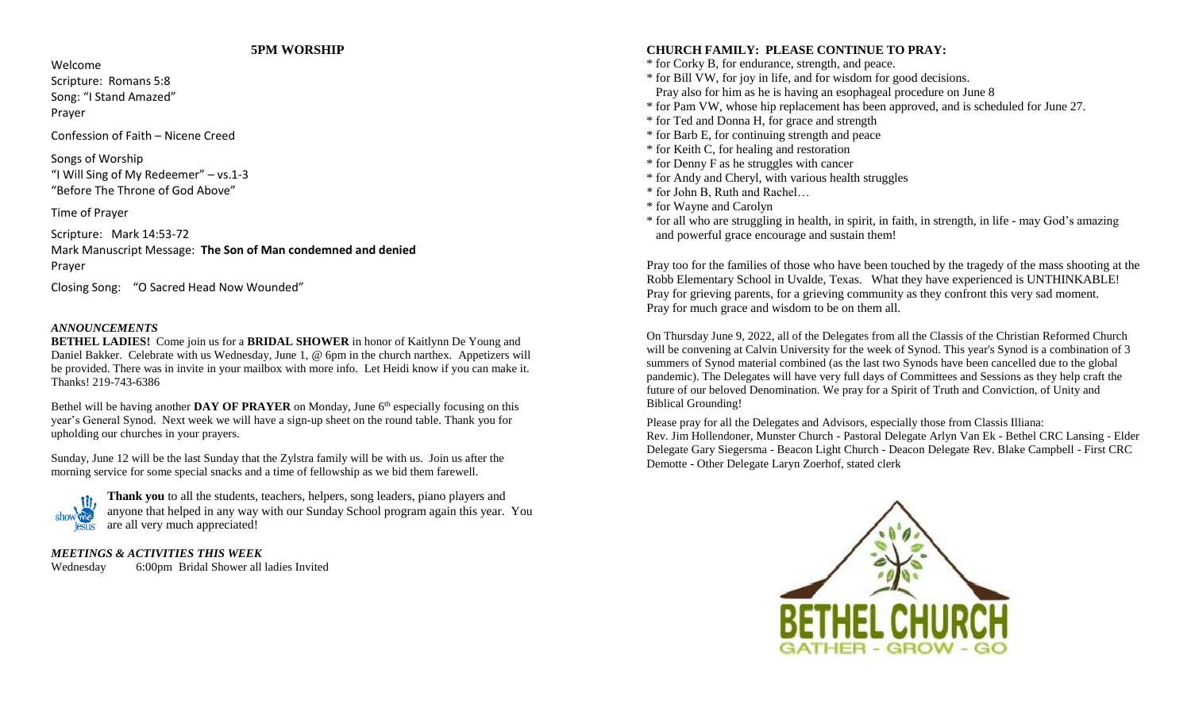## 5PM WORSHIP

Welcome
Scripture: Romans 5:8
Song: "I Stand Amazed"
Prayer

Confession of Faith – Nicene Creed

Songs of Worship
"I Will Sing of My Redeemer" – vs.1-3
"Before The Throne of God Above"

Time of Prayer

Scripture: Mark 14:53-72
Mark Manuscript Message: **The Son of Man condemned and denied**
Prayer

Closing Song: "O Sacred Head Now Wounded"

### *ANNOUNCEMENTS*

**BETHEL LADIES!** Come join us for a **BRIDAL SHOWER** in honor of Kaitlynn De Young and Daniel Bakker. Celebrate with us Wednesday, June 1, @ 6pm in the church narthex. Appetizers will be provided. There was in invite in your mailbox with more info. Let Heidi know if you can make it. Thanks! 219-743-6386

Bethel will be having another **DAY OF PRAYER** on Monday, June 6th especially focusing on this year's General Synod. Next week we will have a sign-up sheet on the round table. Thank you for upholding our churches in your prayers.

Sunday, June 12 will be the last Sunday that the Zylstra family will be with us. Join us after the morning service for some special snacks and a time of fellowship as we bid them farewell.

**Thank you** to all the students, teachers, helpers, song leaders, piano players and anyone that helped in any way with our Sunday School program again this year. You are all very much appreciated!

### *MEETINGS & ACTIVITIES THIS WEEK*

Wednesday 6:00pm Bridal Shower all ladies Invited

### CHURCH FAMILY: PLEASE CONTINUE TO PRAY:

* for Corky B, for endurance, strength, and peace.
* for Bill VW, for joy in life, and for wisdom for good decisions.
  Pray also for him as he is having an esophageal procedure on June 8
* for Pam VW, whose hip replacement has been approved, and is scheduled for June 27.
* for Ted and Donna H, for grace and strength
* for Barb E, for continuing strength and peace
* for Keith C, for healing and restoration
* for Denny F as he struggles with cancer
* for Andy and Cheryl, with various health struggles
* for John B, Ruth and Rachel…
* for Wayne and Carolyn
* for all who are struggling in health, in spirit, in faith, in strength, in life - may God's amazing and powerful grace encourage and sustain them!

Pray too for the families of those who have been touched by the tragedy of the mass shooting at the Robb Elementary School in Uvalde, Texas. What they have experienced is UNTHINKABLE! Pray for grieving parents, for a grieving community as they confront this very sad moment. Pray for much grace and wisdom to be on them all.

On Thursday June 9, 2022, all of the Delegates from all the Classis of the Christian Reformed Church will be convening at Calvin University for the week of Synod. This year's Synod is a combination of 3 summers of Synod material combined (as the last two Synods have been cancelled due to the global pandemic). The Delegates will have very full days of Committees and Sessions as they help craft the future of our beloved Denomination. We pray for a Spirit of Truth and Conviction, of Unity and Biblical Grounding!

Please pray for all the Delegates and Advisors, especially those from Classis Illiana:
Rev. Jim Hollendoner, Munster Church - Pastoral Delegate Arlyn Van Ek - Bethel CRC Lansing - Elder Delegate Gary Siegersma - Beacon Light Church - Deacon Delegate Rev. Blake Campbell - First CRC Demotte - Other Delegate Laryn Zoerhof, stated clerk

BETHEL CHURCH
GATHER - GROW - GO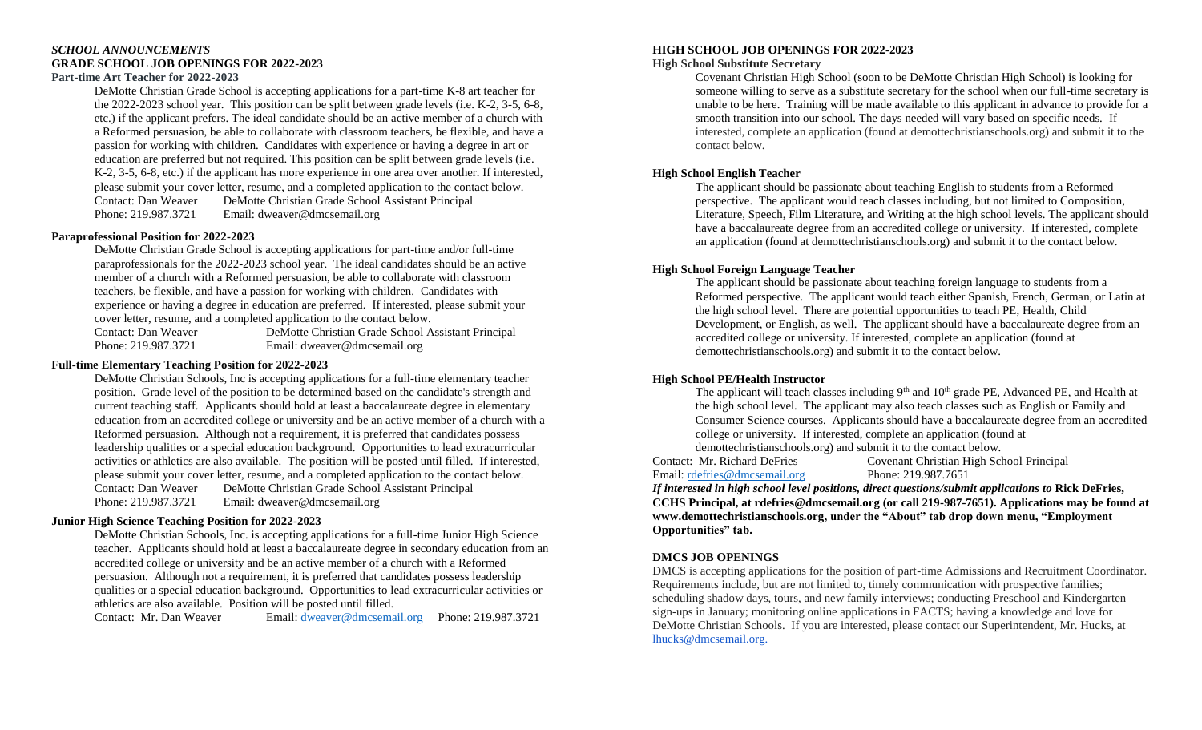## *SCHOOL ANNOUNCEMENTS*

## GRADE SCHOOL JOB OPENINGS FOR 2022-2023

### Part-time Art Teacher for 2022-2023

DeMotte Christian Grade School is accepting applications for a part-time K-8 art teacher for the 2022-2023 school year. This position can be split between grade levels (i.e. K-2, 3-5, 6-8, etc.) if the applicant prefers. The ideal candidate should be an active member of a church with a Reformed persuasion, be able to collaborate with classroom teachers, be flexible, and have a passion for working with children. Candidates with experience or having a degree in art or education are preferred but not required. This position can be split between grade levels (i.e. K-2, 3-5, 6-8, etc.) if the applicant has more experience in one area over another. If interested, please submit your cover letter, resume, and a completed application to the contact below.

Contact: Dan Weaver DeMotte Christian Grade School Assistant Principal
Phone: 219.987.3721 Email: dweaver@dmcsemail.org

### Paraprofessional Position for 2022-2023

DeMotte Christian Grade School is accepting applications for part-time and/or full-time paraprofessionals for the 2022-2023 school year. The ideal candidates should be an active member of a church with a Reformed persuasion, be able to collaborate with classroom teachers, be flexible, and have a passion for working with children. Candidates with experience or having a degree in education are preferred. If interested, please submit your cover letter, resume, and a completed application to the contact below.

Contact: Dan Weaver DeMotte Christian Grade School Assistant Principal
Phone: 219.987.3721 Email: dweaver@dmcsemail.org

### Full-time Elementary Teaching Position for 2022-2023

DeMotte Christian Schools, Inc is accepting applications for a full-time elementary teacher position. Grade level of the position to be determined based on the candidate's strength and current teaching staff. Applicants should hold at least a baccalaureate degree in elementary education from an accredited college or university and be an active member of a church with a Reformed persuasion. Although not a requirement, it is preferred that candidates possess leadership qualities or a special education background. Opportunities to lead extracurricular activities or athletics are also available. The position will be posted until filled. If interested, please submit your cover letter, resume, and a completed application to the contact below.

Contact: Dan Weaver DeMotte Christian Grade School Assistant Principal
Phone: 219.987.3721 Email: dweaver@dmcsemail.org

### Junior High Science Teaching Position for 2022-2023

DeMotte Christian Schools, Inc. is accepting applications for a full-time Junior High Science teacher. Applicants should hold at least a baccalaureate degree in secondary education from an accredited college or university and be an active member of a church with a Reformed persuasion. Although not a requirement, it is preferred that candidates possess leadership qualities or a special education background. Opportunities to lead extracurricular activities or athletics are also available. Position will be posted until filled.

Contact: Mr. Dan Weaver Email: dweaver@dmcsemail.org Phone: 219.987.3721

## HIGH SCHOOL JOB OPENINGS FOR 2022-2023

### High School Substitute Secretary

Covenant Christian High School (soon to be DeMotte Christian High School) is looking for someone willing to serve as a substitute secretary for the school when our full-time secretary is unable to be here. Training will be made available to this applicant in advance to provide for a smooth transition into our school. The days needed will vary based on specific needs. If interested, complete an application (found at demottechristianschools.org) and submit it to the contact below.

### High School English Teacher

The applicant should be passionate about teaching English to students from a Reformed perspective. The applicant would teach classes including, but not limited to Composition, Literature, Speech, Film Literature, and Writing at the high school levels. The applicant should have a baccalaureate degree from an accredited college or university. If interested, complete an application (found at demottechristianschools.org) and submit it to the contact below.

### High School Foreign Language Teacher

The applicant should be passionate about teaching foreign language to students from a Reformed perspective. The applicant would teach either Spanish, French, German, or Latin at the high school level. There are potential opportunities to teach PE, Health, Child Development, or English, as well. The applicant should have a baccalaureate degree from an accredited college or university. If interested, complete an application (found at demottechristianschools.org) and submit it to the contact below.

### High School PE/Health Instructor

The applicant will teach classes including 9th and 10th grade PE, Advanced PE, and Health at the high school level. The applicant may also teach classes such as English or Family and Consumer Science courses. Applicants should have a baccalaureate degree from an accredited college or university. If interested, complete an application (found at demottechristianschools.org) and submit it to the contact below.

Contact: Mr. Richard DeFries Covenant Christian High School Principal
Email: rdefries@dmcsemail.org Phone: 219.987.7651

***If interested in high school level positions, direct questions/submit applications to* Rick DeFries, CCHS Principal, at rdefries@dmcsemail.org (or call 219-987-7651). Applications may be found at www.demottechristianschools.org, under the "About" tab drop down menu, "Employment Opportunities" tab.**

## DMCS JOB OPENINGS

DMCS is accepting applications for the position of part-time Admissions and Recruitment Coordinator. Requirements include, but are not limited to, timely communication with prospective families; scheduling shadow days, tours, and new family interviews; conducting Preschool and Kindergarten sign-ups in January; monitoring online applications in FACTS; having a knowledge and love for DeMotte Christian Schools. If you are interested, please contact our Superintendent, Mr. Hucks, at lhucks@dmcsemail.org.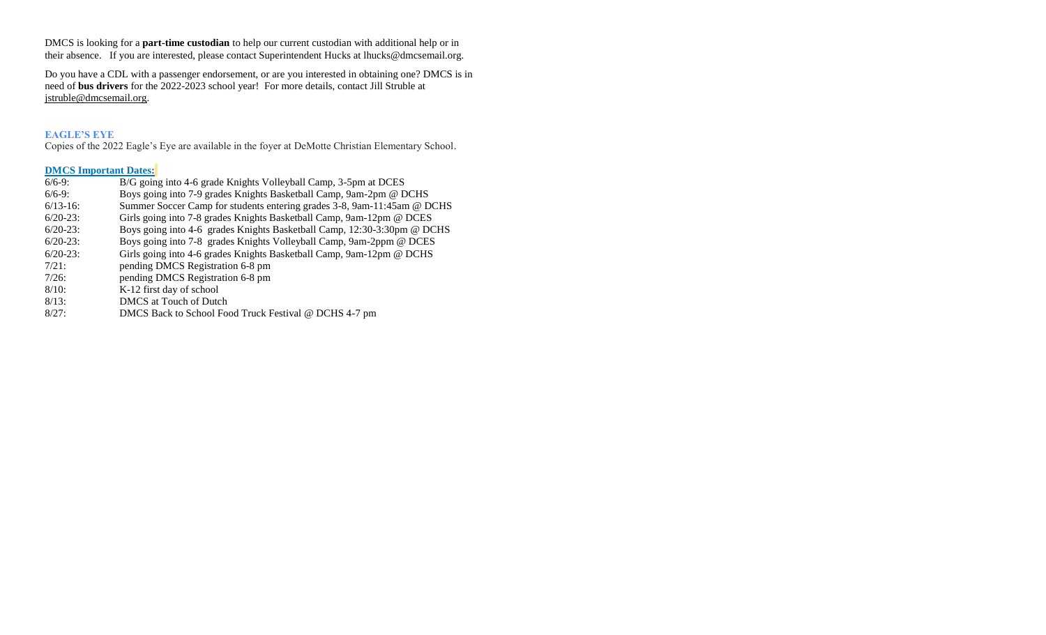DMCS is looking for a **part-time custodian** to help our current custodian with additional help or in their absence. If you are interested, please contact Superintendent Hucks at lhucks@dmcsemail.org.

Do you have a CDL with a passenger endorsement, or are you interested in obtaining one? DMCS is in need of **bus drivers** for the 2022-2023 school year! For more details, contact Jill Struble at jstruble@dmcsemail.org.

### EAGLE'S EYE

Copies of the 2022 Eagle's Eye are available in the foyer at DeMotte Christian Elementary School.

### DMCS Important Dates:

| | |
|---|---|
| 6/6-9: | B/G going into 4-6 grade Knights Volleyball Camp, 3-5pm at DCES |
| 6/6-9: | Boys going into 7-9 grades Knights Basketball Camp, 9am-2pm @ DCHS |
| 6/13-16: | Summer Soccer Camp for students entering grades 3-8, 9am-11:45am @ DCHS |
| 6/20-23: | Girls going into 7-8 grades Knights Basketball Camp, 9am-12pm @ DCES |
| 6/20-23: | Boys going into 4-6 grades Knights Basketball Camp, 12:30-3:30pm @ DCHS |
| 6/20-23: | Boys going into 7-8 grades Knights Volleyball Camp, 9am-2ppm @ DCES |
| 6/20-23: | Girls going into 4-6 grades Knights Basketball Camp, 9am-12pm @ DCHS |
| 7/21: | pending DMCS Registration 6-8 pm |
| 7/26: | pending DMCS Registration 6-8 pm |
| 8/10: | K-12 first day of school |
| 8/13: | DMCS at Touch of Dutch |
| 8/27: | DMCS Back to School Food Truck Festival @ DCHS 4-7 pm |